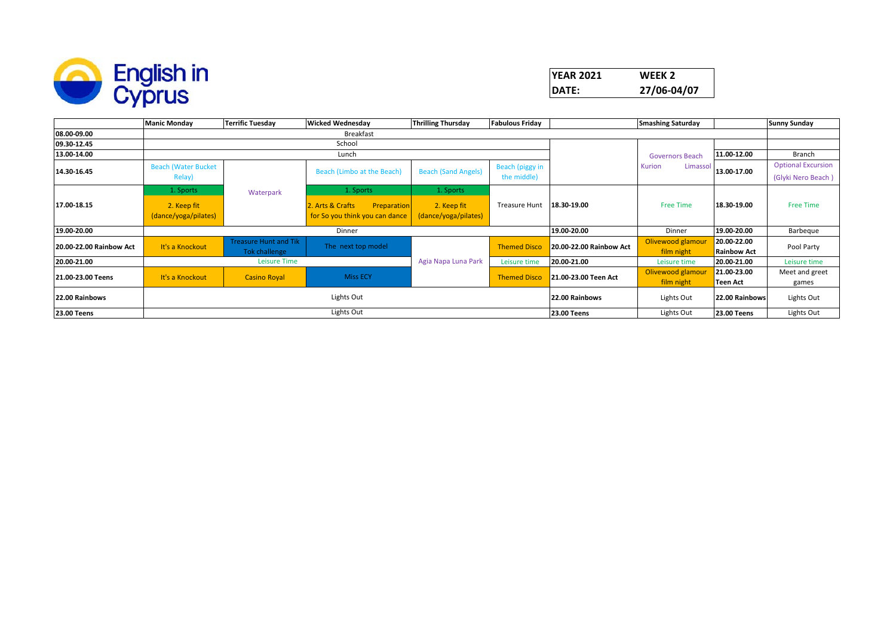English in Cyprus

| YEAR 2021 | WEEK 2 |
|---|---|
| DATE: | 27/06-04/07 |

| | Manic Monday | Terrific Tuesday | Wicked Wednesday | Thrilling Thursday | Fabulous Friday | | Smashing Saturday | | Sunny Sunday |
|---|---|---|---|---|---|---|---|---|---|
| 08.00-09.00 | Breakfast | | | | | | | | |
| 09.30-12.45 | School | | | | | | | | |
| 13.00-14.00 | Lunch | | | | | | Governors Beach | 11.00-12.00 | Branch |
| 14.30-16.45 | Beach (Water Bucket Relay) | Waterpark | Beach (Limbo at the Beach) | Beach (Sand Angels) | Beach (piggy in the middle) | | Kurion Limassol | 13.00-17.00 | Optional Excursion (Glyki Nero Beach ) |
| 17.00-18.15 | 1. Sports 2. Keep fit (dance/yoga/pilates) | | 1. Sports 2. Arts & Crafts Preparation for So you think you can dance | 1. Sports 2. Keep fit (dance/yoga/pilates) | Treasure Hunt | 18.30-19.00 | Free Time | 18.30-19.00 | Free Time |
| 19.00-20.00 | Dinner | | | | | 19.00-20.00 | Dinner | 19.00-20.00 | Barbeque |
| 20.00-22.00 Rainbow Act | It's a Knockout | Treasure Hunt and Tik Tok challenge | The next top model | Agia Napa Luna Park | Themed Disco | 20.00-22.00 Rainbow Act | Olivewood glamour film night | 20.00-22.00 Rainbow Act | Pool Party |
| 20.00-21.00 | Leisure Time | | | | Leisure time | 20.00-21.00 | Leisure time | 20.00-21.00 | Leisure time |
| 21.00-23.00 Teens | It's a Knockout | Casino Royal | Miss ECY | | Themed Disco | 21.00-23.00 Teen Act | Olivewood glamour film night | 21.00-23.00 Teen Act | Meet and greet games |
| 22.00 Rainbows | Lights Out | | | | | 22.00 Rainbows | Lights Out | 22.00 Rainbows | Lights Out |
| 23.00 Teens | Lights Out | | | | | 23.00 Teens | Lights Out | 23.00 Teens | Lights Out |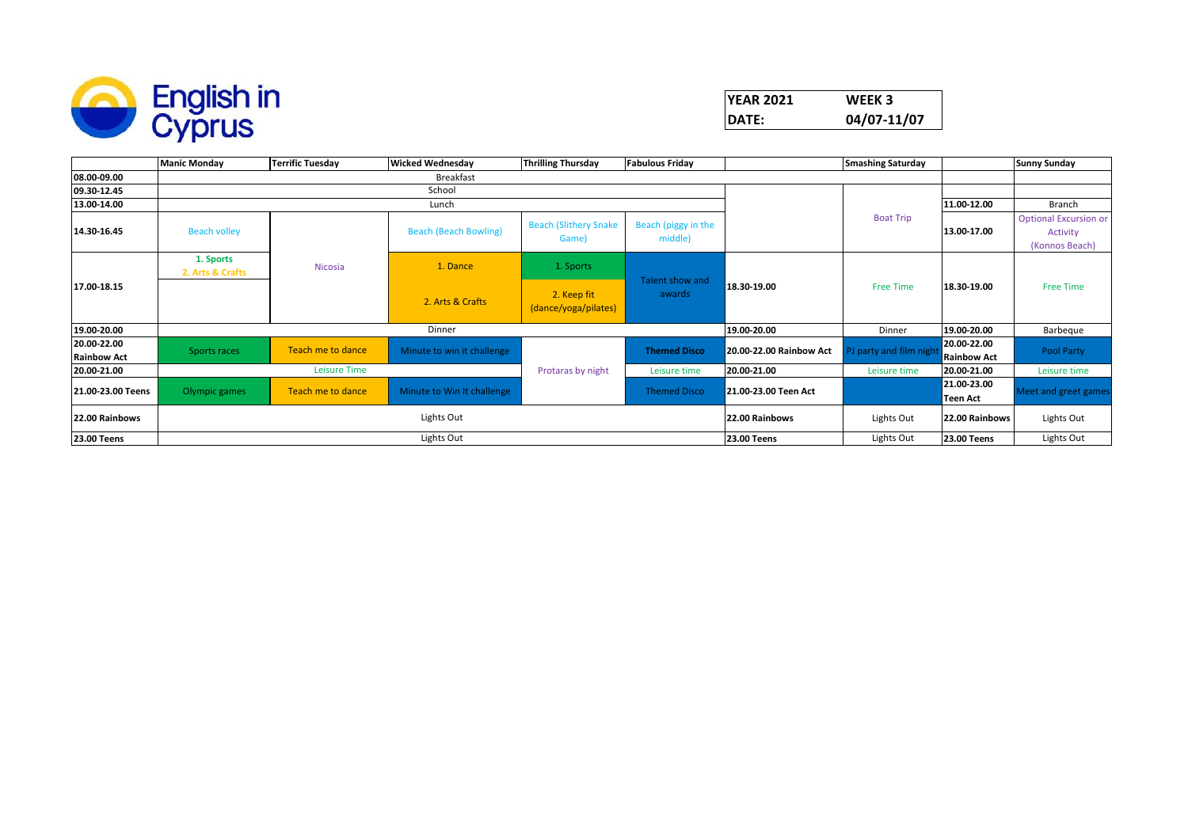English in Cyprus

| YEAR 2021 | WEEK 3 |
|---|---|
| DATE: | 04/07-11/07 |

| | Manic Monday | Terrific Tuesday | Wicked Wednesday | Thrilling Thursday | Fabulous Friday | | Smashing Saturday | | Sunny Sunday |
|---|---|---|---|---|---|---|---|---|---|
| 08.00-09.00 | Breakfast | | | | | | | | |
| 09.30-12.45 | School | | | | | | Boat Trip | | |
| 13.00-14.00 | Lunch | | | | | | | 11.00-12.00 | Branch |
| 14.30-16.45 | Beach volley | Nicosia | Beach (Beach Bowling) | Beach (Slithery Snake Game) | Beach (piggy in the middle) | | | 13.00-17.00 | Optional Excursion or Activity (Konnos Beach) |
| 17.00-18.15 | 1. Sports 2. Arts & Crafts | | 1. Dance 2. Arts & Crafts | 1. Sports 2. Keep fit (dance/yoga/pilates) | Talent show and awards | 18.30-19.00 | Free Time | 18.30-19.00 | Free Time |
| 19.00-20.00 | Dinner | | | | | 19.00-20.00 | Dinner | 19.00-20.00 | Barbeque |
| 20.00-22.00 Rainbow Act | Sports races | Teach me to dance | Minute to win it challenge | Protaras by night | Themed Disco | 20.00-22.00 Rainbow Act | PJ party and film night | 20.00-22.00 Rainbow Act | Pool Party |
| 20.00-21.00 | Leisure Time | | | | Leisure time | 20.00-21.00 | Leisure time | 20.00-21.00 | Leisure time |
| 21.00-23.00 Teens | Olympic games | Teach me to dance | Minute to Win It challenge | | Themed Disco | 21.00-23.00 Teen Act | | 21.00-23.00 Teen Act | Meet and greet games |
| 22.00 Rainbows | Lights Out | | | | | 22.00 Rainbows | Lights Out | 22.00 Rainbows | Lights Out |
| 23.00 Teens | Lights Out | | | | | 23.00 Teens | Lights Out | 23.00 Teens | Lights Out |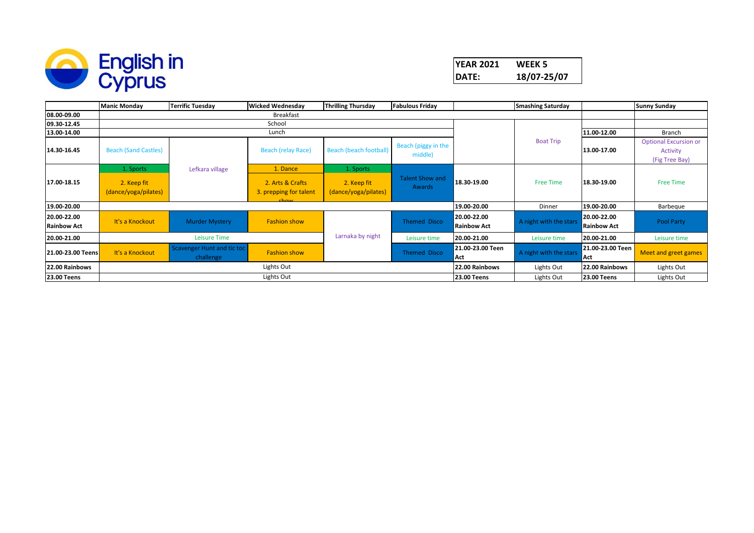# English in Cyprus

| YEAR 2021 | WEEK 5 |
|---|---|
| DATE: | 18/07-25/07 |

| | Manic Monday | Terrific Tuesday | Wicked Wednesday | Thrilling Thursday | Fabulous Friday | | Smashing Saturday | | Sunny Sunday |
|---|---|---|---|---|---|---|---|---|---|
| 08.00-09.00 | Breakfast | | | | | | | | |
| 09.30-12.45 | School | | | | | | Boat Trip | | |
| 13.00-14.00 | Lunch | | | | | | | 11.00-12.00 | Branch |
| 14.30-16.45 | Beach (Sand Castles) | Lefkara village | Beach (relay Race) | Beach (beach football) | Beach (piggy in the middle) | | | 13.00-17.00 | Optional Excursion or Activity (Fig Tree Bay) |
| 17.00-18.15 | 1. Sports 2. Keep fit (dance/yoga/pilates) | | 1. Dance 2. Arts & Crafts 3. prepping for talent show | 1. Sports 2. Keep fit (dance/yoga/pilates) | Talent Show and Awards | 18.30-19.00 | Free Time | 18.30-19.00 | Free Time |
| 19.00-20.00 | | | | | | 19.00-20.00 | Dinner | 19.00-20.00 | Barbeque |
| 20.00-22.00 Rainbow Act | It's a Knockout | Murder Mystery | Fashion show | Larnaka by night | Themed Disco | 20.00-22.00 Rainbow Act | A night with the stars | 20.00-22.00 Rainbow Act | Pool Party |
| 20.00-21.00 | Leisure Time | | | | Leisure time | 20.00-21.00 | Leisure time | 20.00-21.00 | Leisure time |
| 21.00-23.00 Teens | It's a Knockout | Scavenger Hunt and tic toc challenge | Fashion show | | Themed Disco | 21.00-23.00 Teen Act | A night with the stars | 21.00-23.00 Teen Act | Meet and greet games |
| 22.00 Rainbows | Lights Out | | | | | 22.00 Rainbows | Lights Out | 22.00 Rainbows | Lights Out |
| 23.00 Teens | Lights Out | | | | | 23.00 Teens | Lights Out | 23.00 Teens | Lights Out |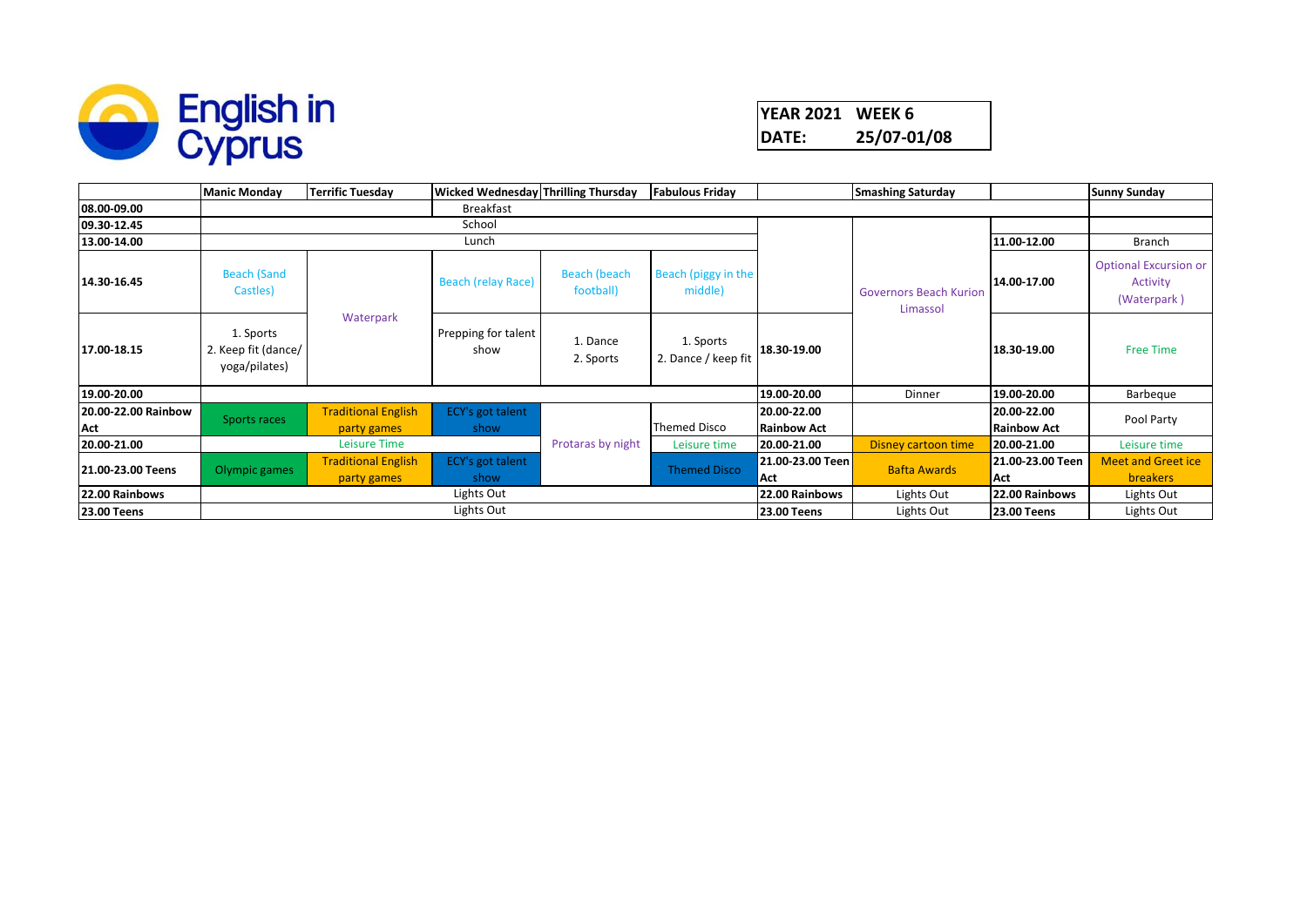English in Cyprus

| YEAR 2021 | WEEK 6 |
|---|---|
| DATE: | 25/07-01/08 |

| | Manic Monday | Terrific Tuesday | Wicked Wednesday | Thrilling Thursday | Fabulous Friday | | Smashing Saturday | | Sunny Sunday |
|---|---|---|---|---|---|---|---|---|---|
| 08.00-09.00 | Breakfast | | | | | | | | |
| 09.30-12.45 | School | | | | | | | | |
| 13.00-14.00 | Lunch | | | | | | Governors Beach Kurion Limassol | 11.00-12.00 | Branch |
| 14.30-16.45 | Beach (Sand Castles) | Waterpark | Beach (relay Race) | Beach (beach football) | Beach (piggy in the middle) | | | 14.00-17.00 | Optional Excursion or Activity (Waterpark ) |
| 17.00-18.15 | 1. Sports 2. Keep fit (dance/ yoga/pilates) | | Prepping for talent show | 1. Dance 2. Sports | 1. Sports 2. Dance / keep fit | 18.30-19.00 | | 18.30-19.00 | Free Time |
| 19.00-20.00 | | | | | | 19.00-20.00 | Dinner | 19.00-20.00 | Barbeque |
| 20.00-22.00 Rainbow Act | Sports races | Traditional English party games | ECY's got talent show | Protaras by night | Themed Disco | 20.00-22.00 Rainbow Act | | 20.00-22.00 Rainbow Act | Pool Party |
| 20.00-21.00 | Leisure Time | | | | Leisure time | 20.00-21.00 | Disney cartoon time | 20.00-21.00 | Leisure time |
| 21.00-23.00 Teens | Olympic games | Traditional English party games | ECY's got talent show | | Themed Disco | 21.00-23.00 Teen Act | Bafta Awards | 21.00-23.00 Teen Act | Meet and Greet ice breakers |
| 22.00 Rainbows | Lights Out | | | | | 22.00 Rainbows | Lights Out | 22.00 Rainbows | Lights Out |
| 23.00 Teens | Lights Out | | | | | 23.00 Teens | Lights Out | 23.00 Teens | Lights Out |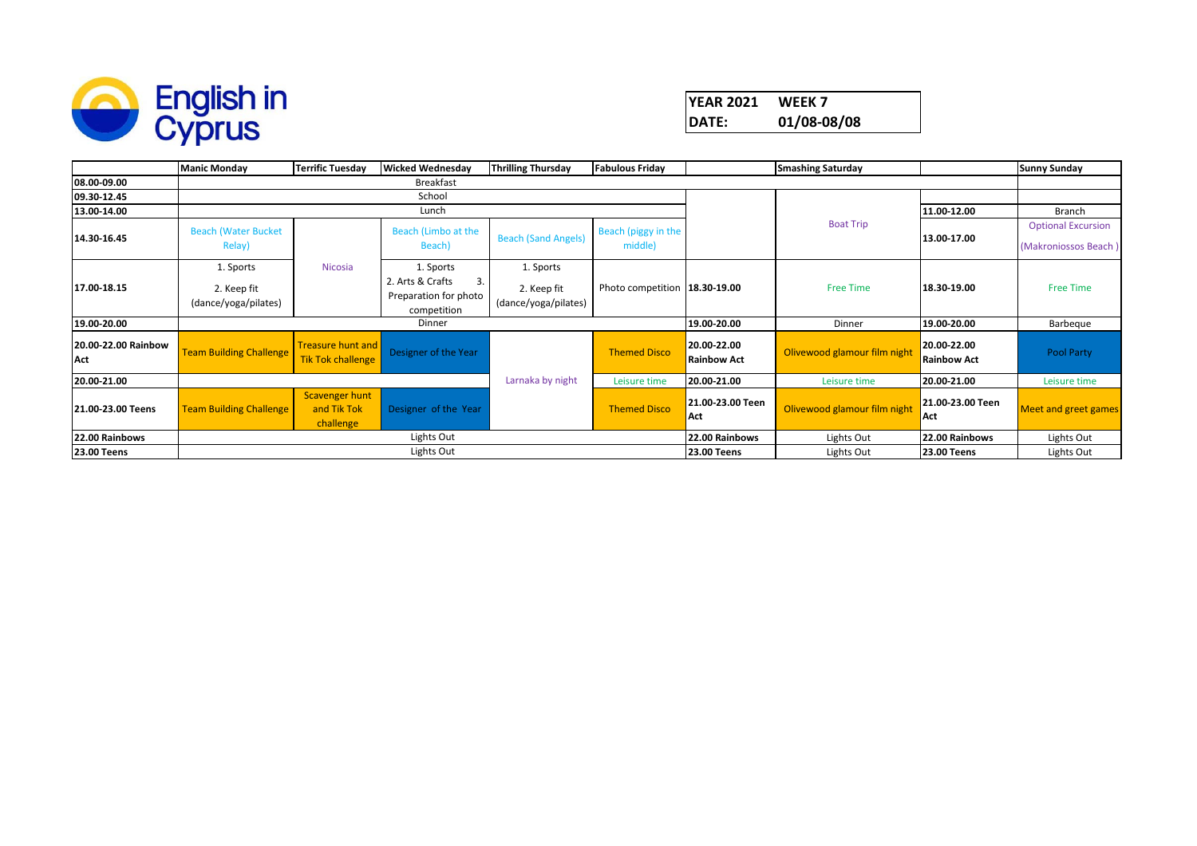English in Cyprus

| YEAR 2021 | WEEK 7 |
|---|---|
| DATE: | 01/08-08/08 |

| | Manic Monday | Terrific Tuesday | Wicked Wednesday | Thrilling Thursday | Fabulous Friday | | Smashing Saturday | | Sunny Sunday |
|---|---|---|---|---|---|---|---|---|---|
| 08.00-09.00 | Breakfast | | | | | | | | |
| 09.30-12.45 | School | | | | | | | | |
| 13.00-14.00 | Lunch | | | | | | | 11.00-12.00 | Branch |
| 14.30-16.45 | Beach (Water Bucket Relay) | Nicosia | Beach (Limbo at the Beach) | Beach (Sand Angels) | Beach (piggy in the middle) | | Boat Trip | 13.00-17.00 | Optional Excursion (Makroniossos Beach ) |
| 17.00-18.15 | 1. Sports 2. Keep fit (dance/yoga/pilates) | | 1. Sports 2. Arts & Crafts 3. Preparation for photo competition | 1. Sports 2. Keep fit (dance/yoga/pilates) | Photo competition | 18.30-19.00 | Free Time | 18.30-19.00 | Free Time |
| 19.00-20.00 | Dinner | | | | | 19.00-20.00 | Dinner | 19.00-20.00 | Barbeque |
| 20.00-22.00 Rainbow Act | Team Building Challenge | Treasure hunt and Tik Tok challenge | Designer of the Year | Larnaka by night | Themed Disco | 20.00-22.00 Rainbow Act | Olivewood glamour film night | 20.00-22.00 Rainbow Act | Pool Party |
| 20.00-21.00 | | | | | Leisure time | 20.00-21.00 | Leisure time | 20.00-21.00 | Leisure time |
| 21.00-23.00 Teens | Team Building Challenge | Scavenger hunt and Tik Tok challenge | Designer of the Year | | Themed Disco | 21.00-23.00 Teen Act | Olivewood glamour film night | 21.00-23.00 Teen Act | Meet and greet games |
| 22.00 Rainbows | Lights Out | | | | | 22.00 Rainbows | Lights Out | 22.00 Rainbows | Lights Out |
| 23.00 Teens | Lights Out | | | | | 23.00 Teens | Lights Out | 23.00 Teens | Lights Out |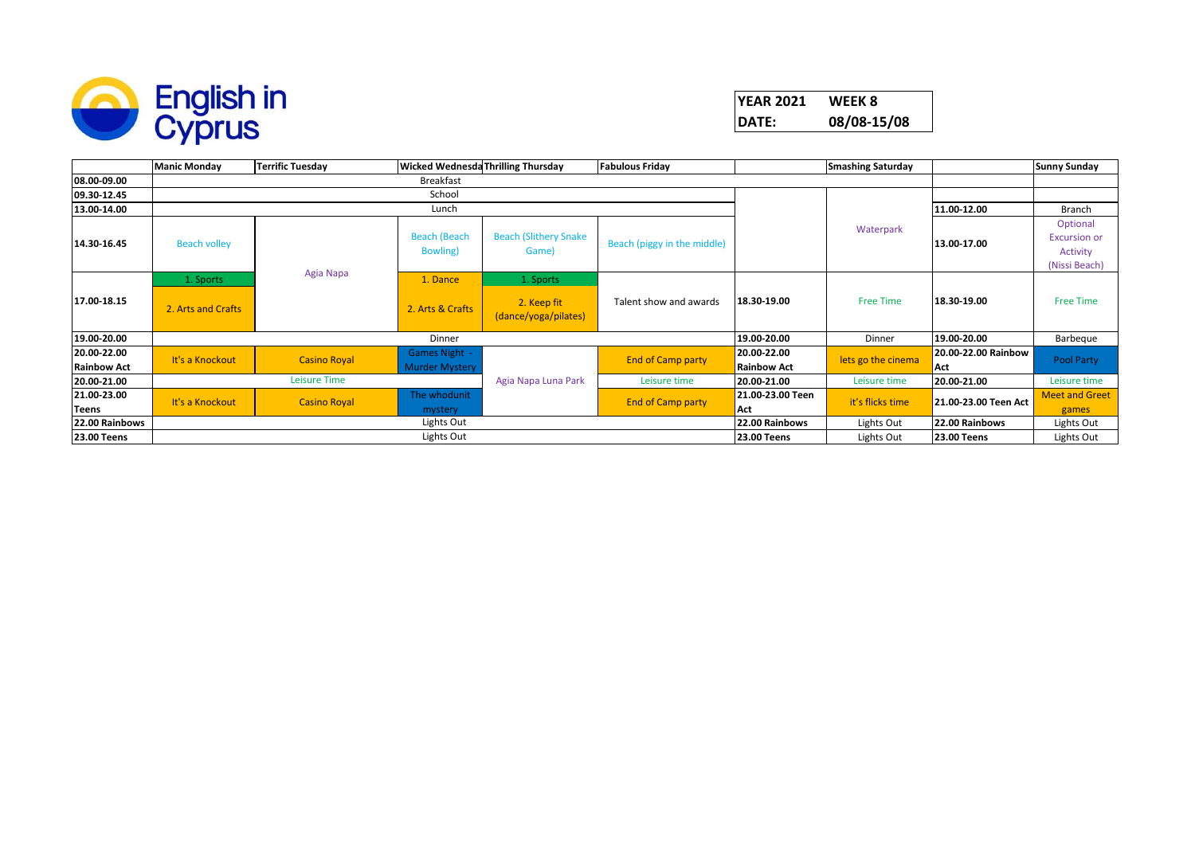English in Cyprus

| | |
|---|---|
| YEAR 2021 | WEEK 8 |
| DATE: | 08/08-15/08 |

| | Manic Monday | Terrific Tuesday | Wicked Wednesda | Thrilling Thursday | Fabulous Friday | | Smashing Saturday | | Sunny Sunday |
|---|---|---|---|---|---|---|---|---|---|
| 08.00-09.00 | Breakfast | | | | | | | | |
| 09.30-12.45 | School | | | | | | | | |
| 13.00-14.00 | Lunch | | | | | | | 11.00-12.00 | Branch |
| 14.30-16.45 | Beach volley | Agia Napa | Beach (Beach Bowling) | Beach (Slithery Snake Game) | Beach (piggy in the middle) | | Waterpark | 13.00-17.00 | Optional Excursion or Activity (Nissi Beach) |
| 17.00-18.15 | 1. Sports 2. Arts and Crafts | | 1. Dance 2. Arts & Crafts | 1. Sports 2. Keep fit (dance/yoga/pilates) | Talent show and awards | 18.30-19.00 | Free Time | 18.30-19.00 | Free Time |
| 19.00-20.00 | Dinner | | | | | 19.00-20.00 | Dinner | 19.00-20.00 | Barbeque |
| 20.00-22.00 Rainbow Act | It's a Knockout | Casino Royal | Games Night - Murder Mystery | Agia Napa Luna Park | End of Camp party | 20.00-22.00 Rainbow Act | lets go the cinema | 20.00-22.00 Rainbow Act | Pool Party |
| 20.00-21.00 | Leisure Time | | | | Leisure time | 20.00-21.00 | Leisure time | 20.00-21.00 | Leisure time |
| 21.00-23.00 Teens | It's a Knockout | Casino Royal | The whodunit mystery | | End of Camp party | 21.00-23.00 Teen Act | it's flicks time | 21.00-23.00 Teen Act | Meet and Greet games |
| 22.00 Rainbows | Lights Out | | | | | 22.00 Rainbows | Lights Out | 22.00 Rainbows | Lights Out |
| 23.00 Teens | Lights Out | | | | | 23.00 Teens | Lights Out | 23.00 Teens | Lights Out |